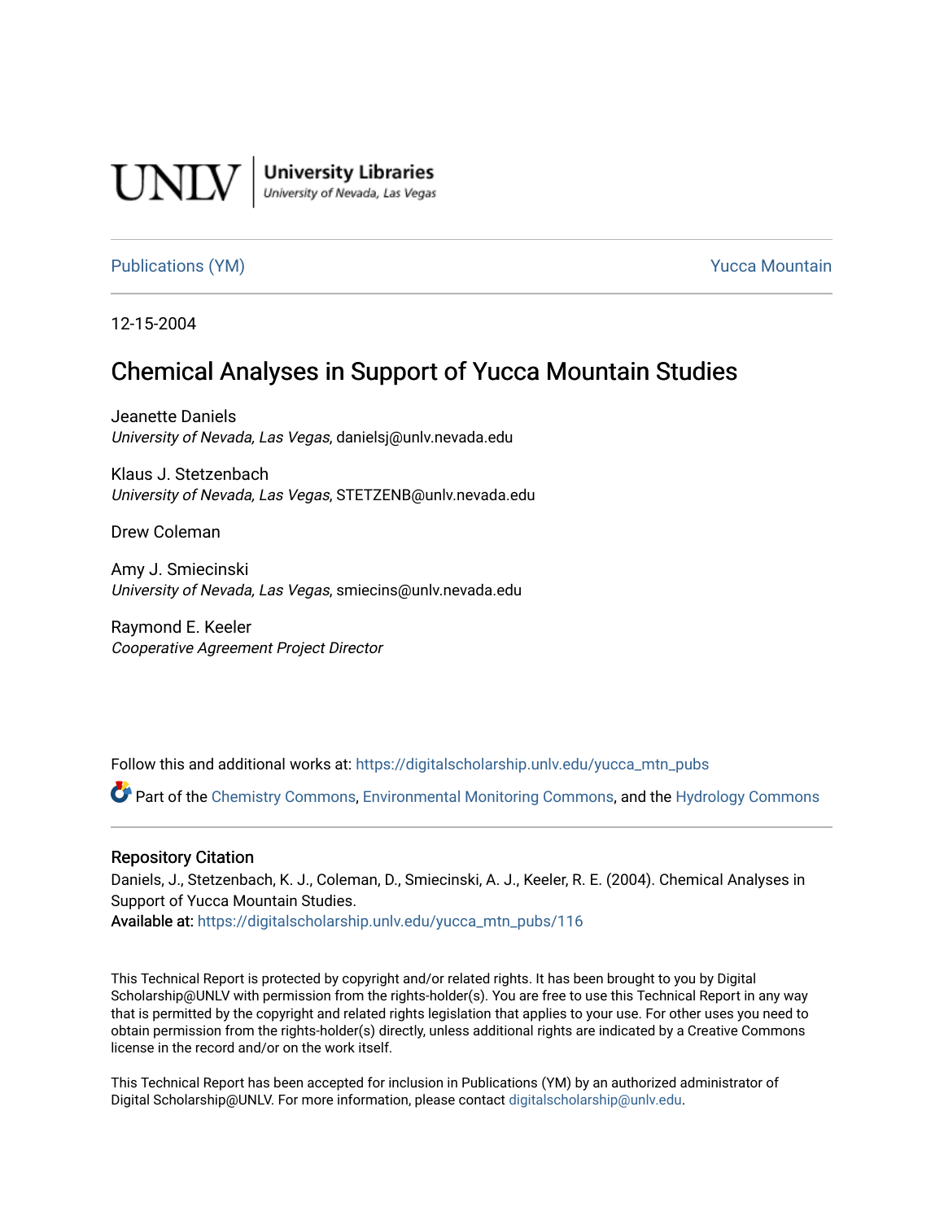UNLV | University Libraries
University of Nevada, Las Vegas

Publications (YM) Yucca Mountain

12-15-2004

# Chemical Analyses in Support of Yucca Mountain Studies

Jeanette Daniels
*University of Nevada, Las Vegas*, danielsj@unlv.nevada.edu

Klaus J. Stetzenbach
*University of Nevada, Las Vegas*, STETZENB@unlv.nevada.edu

Drew Coleman

Amy J. Smiecinski
*University of Nevada, Las Vegas*, smiecins@unlv.nevada.edu

Raymond E. Keeler
*Cooperative Agreement Project Director*

Follow this and additional works at: https://digitalscholarship.unlv.edu/yucca_mtn_pubs

Part of the Chemistry Commons, Environmental Monitoring Commons, and the Hydrology Commons

## Repository Citation

Daniels, J., Stetzenbach, K. J., Coleman, D., Smiecinski, A. J., Keeler, R. E. (2004). Chemical Analyses in Support of Yucca Mountain Studies.
**Available at:** https://digitalscholarship.unlv.edu/yucca_mtn_pubs/116

This Technical Report is protected by copyright and/or related rights. It has been brought to you by Digital Scholarship@UNLV with permission from the rights-holder(s). You are free to use this Technical Report in any way that is permitted by the copyright and related rights legislation that applies to your use. For other uses you need to obtain permission from the rights-holder(s) directly, unless additional rights are indicated by a Creative Commons license in the record and/or on the work itself.

This Technical Report has been accepted for inclusion in Publications (YM) by an authorized administrator of Digital Scholarship@UNLV. For more information, please contact digitalscholarship@unlv.edu.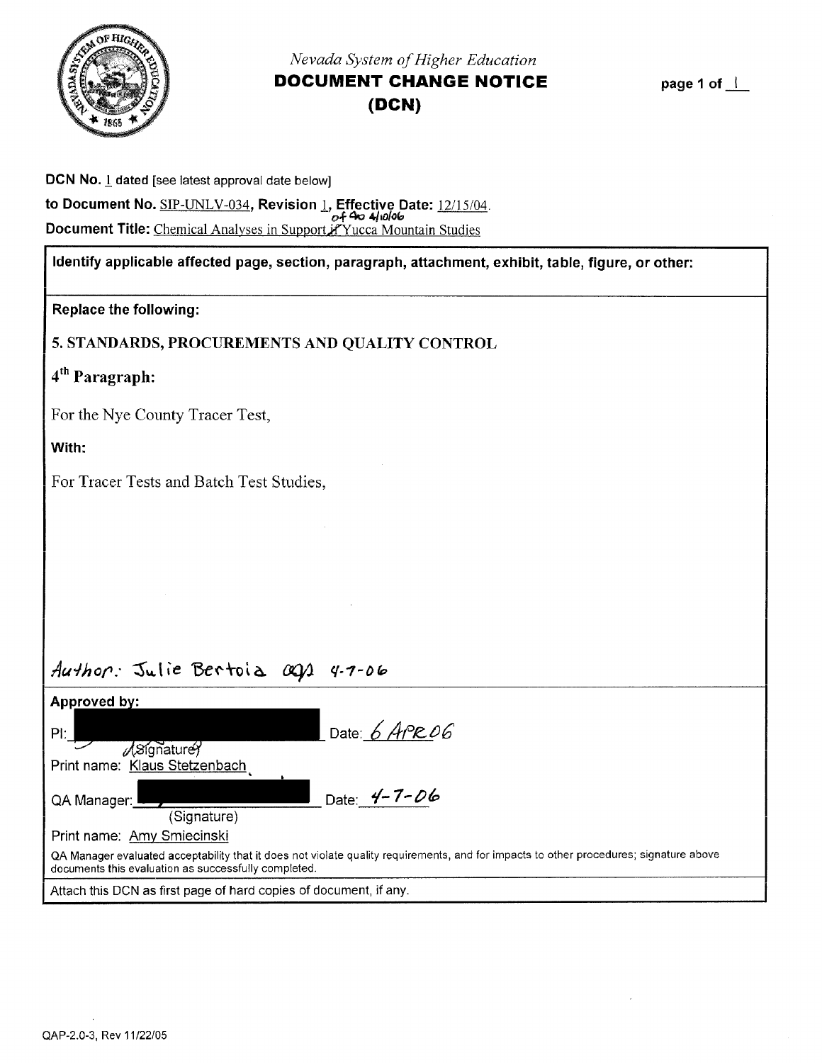Nevada System of Higher Education

# DOCUMENT CHANGE NOTICE (DCN)

page 1 of 1

**DCN No.** 1 **dated** [see latest approval date below]

**to Document No.** SIP-UNLV-034, **Revision** 1, **Effective Date:** 12/15/04. of 4/10/06

**Document Title:** Chemical Analyses in Support of Yucca Mountain Studies

**Identify applicable affected page, section, paragraph, attachment, exhibit, table, figure, or other:**

**Replace the following:**

**5. STANDARDS, PROCUREMENTS AND QUALITY CONTROL**

**4th Paragraph:**

For the Nye County Tracer Test,

**With:**

For Tracer Tests and Batch Test Studies,

*Author: Julie Bertoia* 4-7-06

**Approved by:**

PI: ______________ Date: 6 APR 06
(Signature)
Print name: Klaus Stetzenbach

QA Manager: ______________ Date: 4-7-06
(Signature)
Print name: Amy Smiecinski

QA Manager evaluated acceptability that it does not violate quality requirements, and for impacts to other procedures; signature above documents this evaluation as successfully completed.

Attach this DCN as first page of hard copies of document, if any.

QAP-2.0-3, Rev 11/22/05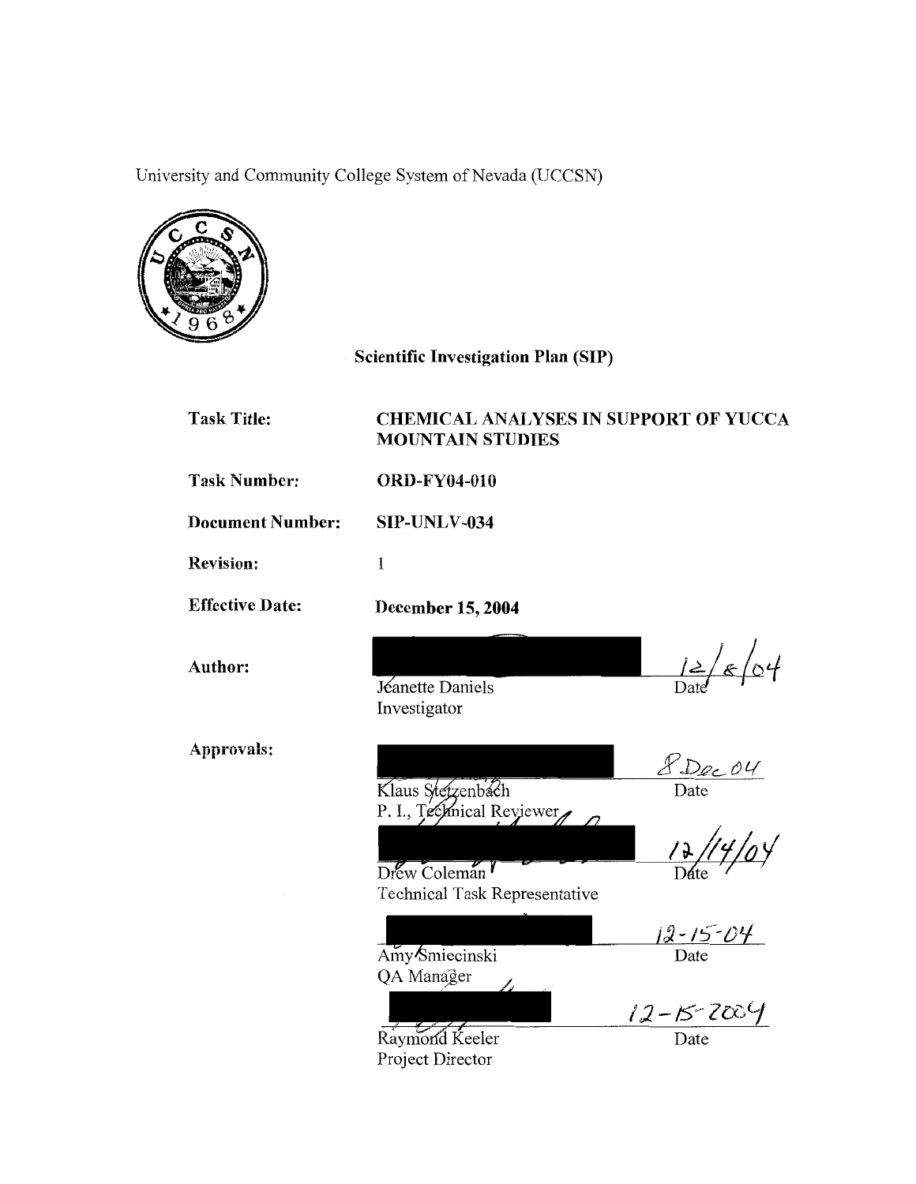University and Community College System of Nevada (UCCSN)

**Scientific Investigation Plan (SIP)**

| | |
|---|---|
| **Task Title:** | **CHEMICAL ANALYSES IN SUPPORT OF YUCCA MOUNTAIN STUDIES** |
| **Task Number:** | **ORD-FY04-010** |
| **Document Number:** | **SIP-UNLV-034** |
| **Revision:** | 1 |
| **Effective Date:** | **December 15, 2004** |

**Author:**

| | |
|---|---|
| Jeanette Daniels<br>Investigator | 12/8/04<br>Date |

**Approvals:**

| | |
|---|---|
| Klaus Stetzenbach<br>P. I., Technical Reviewer | 8 Dec 04<br>Date |
| Drew Coleman<br>Technical Task Representative | 12/14/04<br>Date |
| Amy Smiecinski<br>QA Manager | 12-15-04<br>Date |
| Raymond Keeler<br>Project Director | 12-15-2004<br>Date |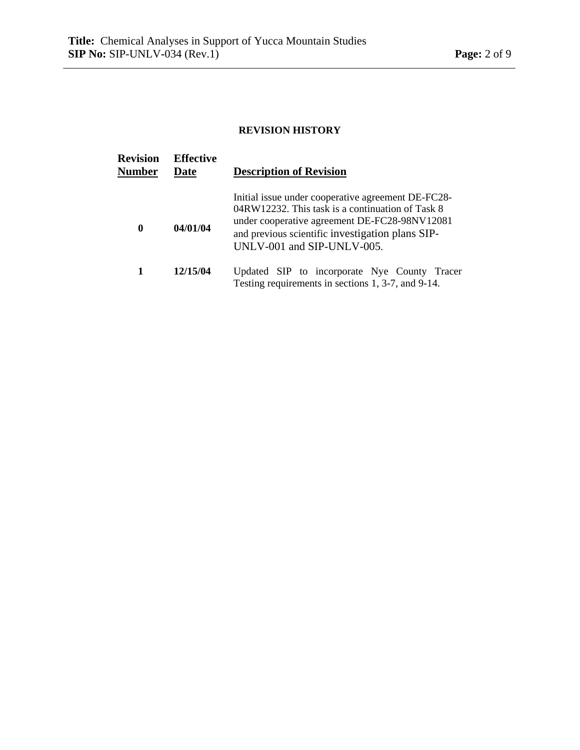**REVISION HISTORY**

| Revision Number | Effective Date | Description of Revision |
|---|---|---|
| **0** | **04/01/04** | Initial issue under cooperative agreement DE-FC28-04RW12232. This task is a continuation of Task 8 under cooperative agreement DE-FC28-98NV12081 and previous scientific investigation plans SIP-UNLV-001 and SIP-UNLV-005. |
| **1** | **12/15/04** | Updated SIP to incorporate Nye County Tracer Testing requirements in sections 1, 3-7, and 9-14. |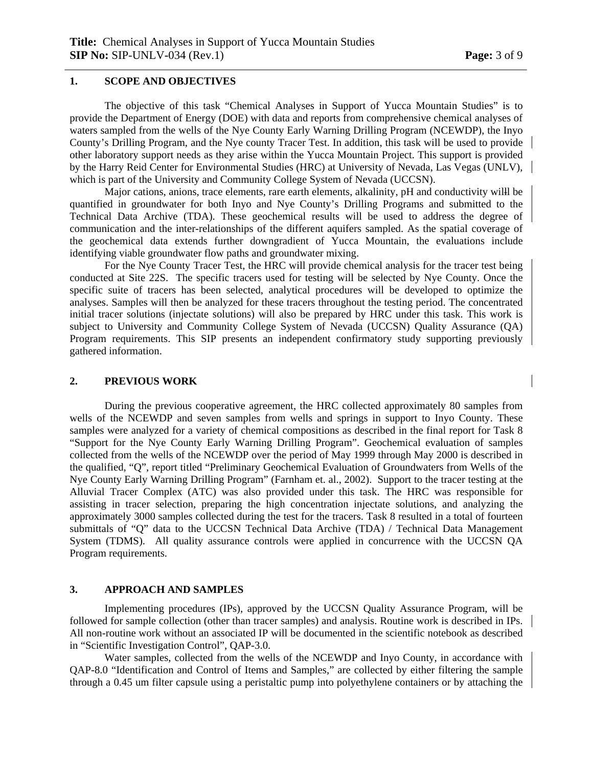## 1. SCOPE AND OBJECTIVES

The objective of this task "Chemical Analyses in Support of Yucca Mountain Studies" is to provide the Department of Energy (DOE) with data and reports from comprehensive chemical analyses of waters sampled from the wells of the Nye County Early Warning Drilling Program (NCEWDP), the Inyo County's Drilling Program, and the Nye county Tracer Test. In addition, this task will be used to provide other laboratory support needs as they arise within the Yucca Mountain Project. This support is provided by the Harry Reid Center for Environmental Studies (HRC) at University of Nevada, Las Vegas (UNLV), which is part of the University and Community College System of Nevada (UCCSN).

Major cations, anions, trace elements, rare earth elements, alkalinity, pH and conductivity will be quantified in groundwater for both Inyo and Nye County's Drilling Programs and submitted to the Technical Data Archive (TDA). These geochemical results will be used to address the degree of communication and the inter-relationships of the different aquifers sampled. As the spatial coverage of the geochemical data extends further downgradient of Yucca Mountain, the evaluations include identifying viable groundwater flow paths and groundwater mixing.

For the Nye County Tracer Test, the HRC will provide chemical analysis for the tracer test being conducted at Site 22S. The specific tracers used for testing will be selected by Nye County. Once the specific suite of tracers has been selected, analytical procedures will be developed to optimize the analyses. Samples will then be analyzed for these tracers throughout the testing period. The concentrated initial tracer solutions (injectate solutions) will also be prepared by HRC under this task. This work is subject to University and Community College System of Nevada (UCCSN) Quality Assurance (QA) Program requirements. This SIP presents an independent confirmatory study supporting previously gathered information.

## 2. PREVIOUS WORK

During the previous cooperative agreement, the HRC collected approximately 80 samples from wells of the NCEWDP and seven samples from wells and springs in support to Inyo County. These samples were analyzed for a variety of chemical compositions as described in the final report for Task 8 "Support for the Nye County Early Warning Drilling Program". Geochemical evaluation of samples collected from the wells of the NCEWDP over the period of May 1999 through May 2000 is described in the qualified, "Q", report titled "Preliminary Geochemical Evaluation of Groundwaters from Wells of the Nye County Early Warning Drilling Program" (Farnham et. al., 2002). Support to the tracer testing at the Alluvial Tracer Complex (ATC) was also provided under this task. The HRC was responsible for assisting in tracer selection, preparing the high concentration injectate solutions, and analyzing the approximately 3000 samples collected during the test for the tracers. Task 8 resulted in a total of fourteen submittals of "Q" data to the UCCSN Technical Data Archive (TDA) / Technical Data Management System (TDMS). All quality assurance controls were applied in concurrence with the UCCSN QA Program requirements.

## 3. APPROACH AND SAMPLES

Implementing procedures (IPs), approved by the UCCSN Quality Assurance Program, will be followed for sample collection (other than tracer samples) and analysis. Routine work is described in IPs. All non-routine work without an associated IP will be documented in the scientific notebook as described in "Scientific Investigation Control", QAP-3.0.

Water samples, collected from the wells of the NCEWDP and Inyo County, in accordance with QAP-8.0 "Identification and Control of Items and Samples," are collected by either filtering the sample through a 0.45 um filter capsule using a peristaltic pump into polyethylene containers or by attaching the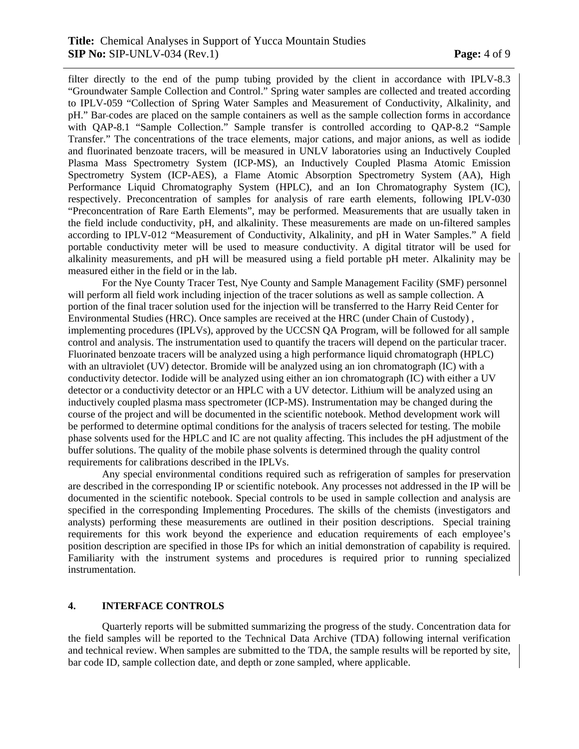filter directly to the end of the pump tubing provided by the client in accordance with IPLV-8.3 "Groundwater Sample Collection and Control." Spring water samples are collected and treated according to IPLV-059 "Collection of Spring Water Samples and Measurement of Conductivity, Alkalinity, and pH." Bar-codes are placed on the sample containers as well as the sample collection forms in accordance with QAP-8.1 "Sample Collection." Sample transfer is controlled according to QAP-8.2 "Sample Transfer." The concentrations of the trace elements, major cations, and major anions, as well as iodide and fluorinated benzoate tracers, will be measured in UNLV laboratories using an Inductively Coupled Plasma Mass Spectrometry System (ICP-MS), an Inductively Coupled Plasma Atomic Emission Spectrometry System (ICP-AES), a Flame Atomic Absorption Spectrometry System (AA), High Performance Liquid Chromatography System (HPLC), and an Ion Chromatography System (IC), respectively. Preconcentration of samples for analysis of rare earth elements, following IPLV-030 "Preconcentration of Rare Earth Elements", may be performed. Measurements that are usually taken in the field include conductivity, pH, and alkalinity. These measurements are made on un-filtered samples according to IPLV-012 "Measurement of Conductivity, Alkalinity, and pH in Water Samples." A field portable conductivity meter will be used to measure conductivity. A digital titrator will be used for alkalinity measurements, and pH will be measured using a field portable pH meter. Alkalinity may be measured either in the field or in the lab.

For the Nye County Tracer Test, Nye County and Sample Management Facility (SMF) personnel will perform all field work including injection of the tracer solutions as well as sample collection. A portion of the final tracer solution used for the injection will be transferred to the Harry Reid Center for Environmental Studies (HRC). Once samples are received at the HRC (under Chain of Custody) , implementing procedures (IPLVs), approved by the UCCSN QA Program, will be followed for all sample control and analysis. The instrumentation used to quantify the tracers will depend on the particular tracer. Fluorinated benzoate tracers will be analyzed using a high performance liquid chromatograph (HPLC) with an ultraviolet (UV) detector. Bromide will be analyzed using an ion chromatograph (IC) with a conductivity detector. Iodide will be analyzed using either an ion chromatograph (IC) with either a UV detector or a conductivity detector or an HPLC with a UV detector. Lithium will be analyzed using an inductively coupled plasma mass spectrometer (ICP-MS). Instrumentation may be changed during the course of the project and will be documented in the scientific notebook. Method development work will be performed to determine optimal conditions for the analysis of tracers selected for testing. The mobile phase solvents used for the HPLC and IC are not quality affecting. This includes the pH adjustment of the buffer solutions. The quality of the mobile phase solvents is determined through the quality control requirements for calibrations described in the IPLVs.

Any special environmental conditions required such as refrigeration of samples for preservation are described in the corresponding IP or scientific notebook. Any processes not addressed in the IP will be documented in the scientific notebook. Special controls to be used in sample collection and analysis are specified in the corresponding Implementing Procedures. The skills of the chemists (investigators and analysts) performing these measurements are outlined in their position descriptions. Special training requirements for this work beyond the experience and education requirements of each employee's position description are specified in those IPs for which an initial demonstration of capability is required. Familiarity with the instrument systems and procedures is required prior to running specialized instrumentation.

## 4. INTERFACE CONTROLS

Quarterly reports will be submitted summarizing the progress of the study. Concentration data for the field samples will be reported to the Technical Data Archive (TDA) following internal verification and technical review. When samples are submitted to the TDA, the sample results will be reported by site, bar code ID, sample collection date, and depth or zone sampled, where applicable.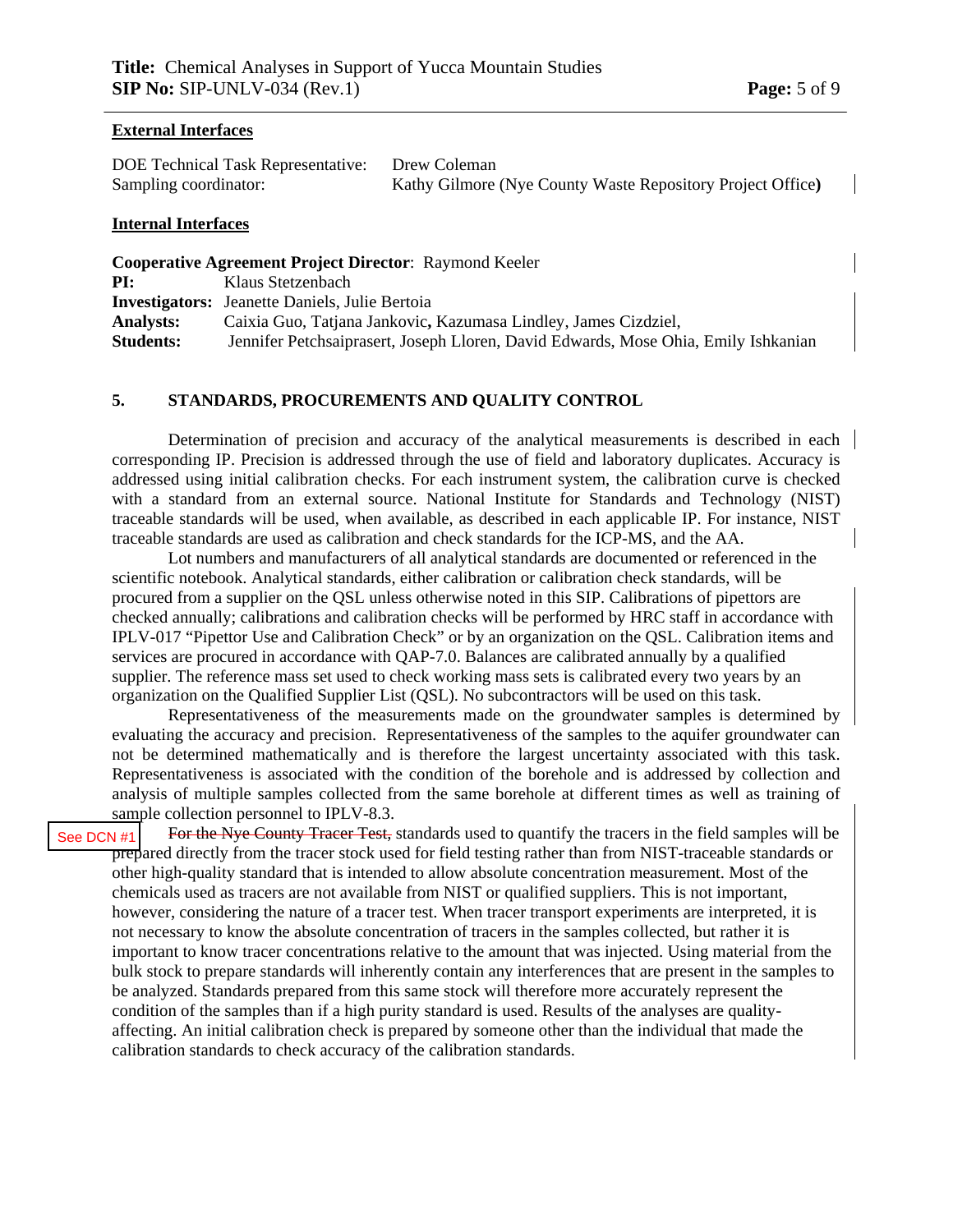**External Interfaces**

DOE Technical Task Representative: Drew Coleman
Sampling coordinator: Kathy Gilmore (Nye County Waste Repository Project Office)

**Internal Interfaces**

**Cooperative Agreement Project Director**: Raymond Keeler
**PI:** Klaus Stetzenbach
**Investigators:** Jeanette Daniels, Julie Bertoia
**Analysts:** Caixia Guo, Tatjana Jankovic, Kazumasa Lindley, James Cizdziel,
**Students:** Jennifer Petchsaiprasert, Joseph Lloren, David Edwards, Mose Ohia, Emily Ishkanian

## 5. STANDARDS, PROCUREMENTS AND QUALITY CONTROL

Determination of precision and accuracy of the analytical measurements is described in each corresponding IP. Precision is addressed through the use of field and laboratory duplicates. Accuracy is addressed using initial calibration checks. For each instrument system, the calibration curve is checked with a standard from an external source. National Institute for Standards and Technology (NIST) traceable standards will be used, when available, as described in each applicable IP. For instance, NIST traceable standards are used as calibration and check standards for the ICP-MS, and the AA.

Lot numbers and manufacturers of all analytical standards are documented or referenced in the scientific notebook. Analytical standards, either calibration or calibration check standards, will be procured from a supplier on the QSL unless otherwise noted in this SIP. Calibrations of pipettors are checked annually; calibrations and calibration checks will be performed by HRC staff in accordance with IPLV-017 "Pipettor Use and Calibration Check" or by an organization on the QSL. Calibration items and services are procured in accordance with QAP-7.0. Balances are calibrated annually by a qualified supplier. The reference mass set used to check working mass sets is calibrated every two years by an organization on the Qualified Supplier List (QSL). No subcontractors will be used on this task.

Representativeness of the measurements made on the groundwater samples is determined by evaluating the accuracy and precision. Representativeness of the samples to the aquifer groundwater can not be determined mathematically and is therefore the largest uncertainty associated with this task. Representativeness is associated with the condition of the borehole and is addressed by collection and analysis of multiple samples collected from the same borehole at different times as well as training of sample collection personnel to IPLV-8.3.

See DCN #1

~~For the Nye County Tracer Test,~~ standards used to quantify the tracers in the field samples will be prepared directly from the tracer stock used for field testing rather than from NIST-traceable standards or other high-quality standard that is intended to allow absolute concentration measurement. Most of the chemicals used as tracers are not available from NIST or qualified suppliers. This is not important, however, considering the nature of a tracer test. When tracer transport experiments are interpreted, it is not necessary to know the absolute concentration of tracers in the samples collected, but rather it is important to know tracer concentrations relative to the amount that was injected. Using material from the bulk stock to prepare standards will inherently contain any interferences that are present in the samples to be analyzed. Standards prepared from this same stock will therefore more accurately represent the condition of the samples than if a high purity standard is used. Results of the analyses are quality-affecting. An initial calibration check is prepared by someone other than the individual that made the calibration standards to check accuracy of the calibration standards.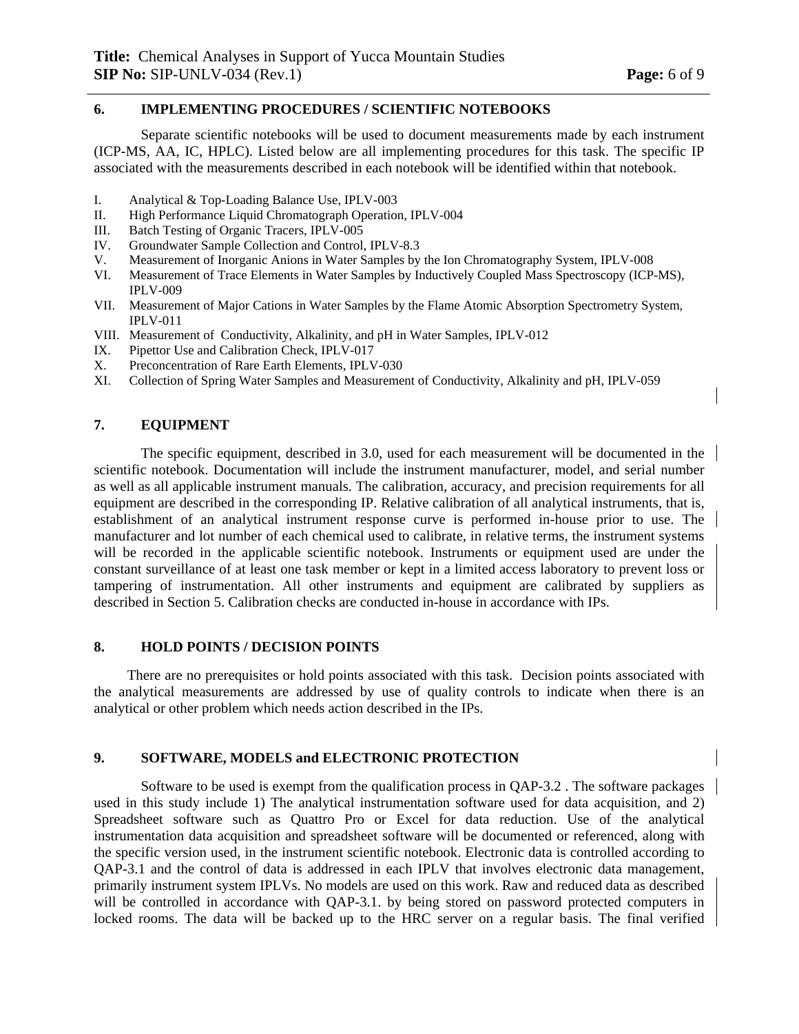## 6. IMPLEMENTING PROCEDURES / SCIENTIFIC NOTEBOOKS

Separate scientific notebooks will be used to document measurements made by each instrument (ICP-MS, AA, IC, HPLC). Listed below are all implementing procedures for this task. The specific IP associated with the measurements described in each notebook will be identified within that notebook.

I. Analytical & Top-Loading Balance Use, IPLV-003
II. High Performance Liquid Chromatograph Operation, IPLV-004
III. Batch Testing of Organic Tracers, IPLV-005
IV. Groundwater Sample Collection and Control, IPLV-8.3
V. Measurement of Inorganic Anions in Water Samples by the Ion Chromatography System, IPLV-008
VI. Measurement of Trace Elements in Water Samples by Inductively Coupled Mass Spectroscopy (ICP-MS), IPLV-009
VII. Measurement of Major Cations in Water Samples by the Flame Atomic Absorption Spectrometry System, IPLV-011
VIII. Measurement of Conductivity, Alkalinity, and pH in Water Samples, IPLV-012
IX. Pipettor Use and Calibration Check, IPLV-017
X. Preconcentration of Rare Earth Elements, IPLV-030
XI. Collection of Spring Water Samples and Measurement of Conductivity, Alkalinity and pH, IPLV-059

## 7. EQUIPMENT

The specific equipment, described in 3.0, used for each measurement will be documented in the scientific notebook. Documentation will include the instrument manufacturer, model, and serial number as well as all applicable instrument manuals. The calibration, accuracy, and precision requirements for all equipment are described in the corresponding IP. Relative calibration of all analytical instruments, that is, establishment of an analytical instrument response curve is performed in-house prior to use. The manufacturer and lot number of each chemical used to calibrate, in relative terms, the instrument systems will be recorded in the applicable scientific notebook. Instruments or equipment used are under the constant surveillance of at least one task member or kept in a limited access laboratory to prevent loss or tampering of instrumentation. All other instruments and equipment are calibrated by suppliers as described in Section 5. Calibration checks are conducted in-house in accordance with IPs.

## 8. HOLD POINTS / DECISION POINTS

There are no prerequisites or hold points associated with this task. Decision points associated with the analytical measurements are addressed by use of quality controls to indicate when there is an analytical or other problem which needs action described in the IPs.

## 9. SOFTWARE, MODELS and ELECTRONIC PROTECTION

Software to be used is exempt from the qualification process in QAP-3.2 . The software packages used in this study include 1) The analytical instrumentation software used for data acquisition, and 2) Spreadsheet software such as Quattro Pro or Excel for data reduction. Use of the analytical instrumentation data acquisition and spreadsheet software will be documented or referenced, along with the specific version used, in the instrument scientific notebook. Electronic data is controlled according to QAP-3.1 and the control of data is addressed in each IPLV that involves electronic data management, primarily instrument system IPLVs. No models are used on this work. Raw and reduced data as described will be controlled in accordance with QAP-3.1. by being stored on password protected computers in locked rooms. The data will be backed up to the HRC server on a regular basis. The final verified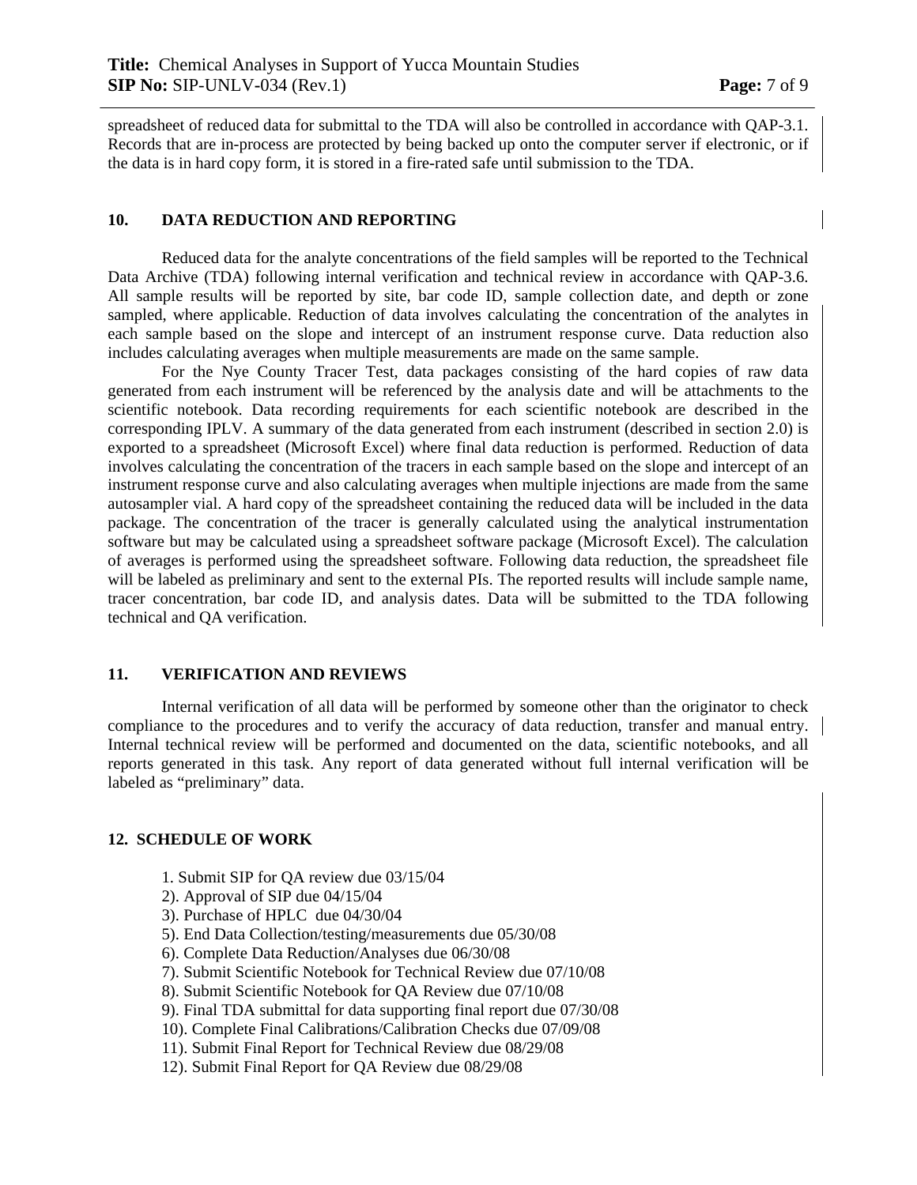spreadsheet of reduced data for submittal to the TDA will also be controlled in accordance with QAP-3.1. Records that are in-process are protected by being backed up onto the computer server if electronic, or if the data is in hard copy form, it is stored in a fire-rated safe until submission to the TDA.

## 10. DATA REDUCTION AND REPORTING

Reduced data for the analyte concentrations of the field samples will be reported to the Technical Data Archive (TDA) following internal verification and technical review in accordance with QAP-3.6. All sample results will be reported by site, bar code ID, sample collection date, and depth or zone sampled, where applicable. Reduction of data involves calculating the concentration of the analytes in each sample based on the slope and intercept of an instrument response curve. Data reduction also includes calculating averages when multiple measurements are made on the same sample.

For the Nye County Tracer Test, data packages consisting of the hard copies of raw data generated from each instrument will be referenced by the analysis date and will be attachments to the scientific notebook. Data recording requirements for each scientific notebook are described in the corresponding IPLV. A summary of the data generated from each instrument (described in section 2.0) is exported to a spreadsheet (Microsoft Excel) where final data reduction is performed. Reduction of data involves calculating the concentration of the tracers in each sample based on the slope and intercept of an instrument response curve and also calculating averages when multiple injections are made from the same autosampler vial. A hard copy of the spreadsheet containing the reduced data will be included in the data package. The concentration of the tracer is generally calculated using the analytical instrumentation software but may be calculated using a spreadsheet software package (Microsoft Excel). The calculation of averages is performed using the spreadsheet software. Following data reduction, the spreadsheet file will be labeled as preliminary and sent to the external PIs. The reported results will include sample name, tracer concentration, bar code ID, and analysis dates. Data will be submitted to the TDA following technical and QA verification.

## 11. VERIFICATION AND REVIEWS

Internal verification of all data will be performed by someone other than the originator to check compliance to the procedures and to verify the accuracy of data reduction, transfer and manual entry. Internal technical review will be performed and documented on the data, scientific notebooks, and all reports generated in this task. Any report of data generated without full internal verification will be labeled as "preliminary" data.

## 12. SCHEDULE OF WORK

1. Submit SIP for QA review due 03/15/04
2). Approval of SIP due 04/15/04
3). Purchase of HPLC due 04/30/04
5). End Data Collection/testing/measurements due 05/30/08
6). Complete Data Reduction/Analyses due 06/30/08
7). Submit Scientific Notebook for Technical Review due 07/10/08
8). Submit Scientific Notebook for QA Review due 07/10/08
9). Final TDA submittal for data supporting final report due 07/30/08
10). Complete Final Calibrations/Calibration Checks due 07/09/08
11). Submit Final Report for Technical Review due 08/29/08
12). Submit Final Report for QA Review due 08/29/08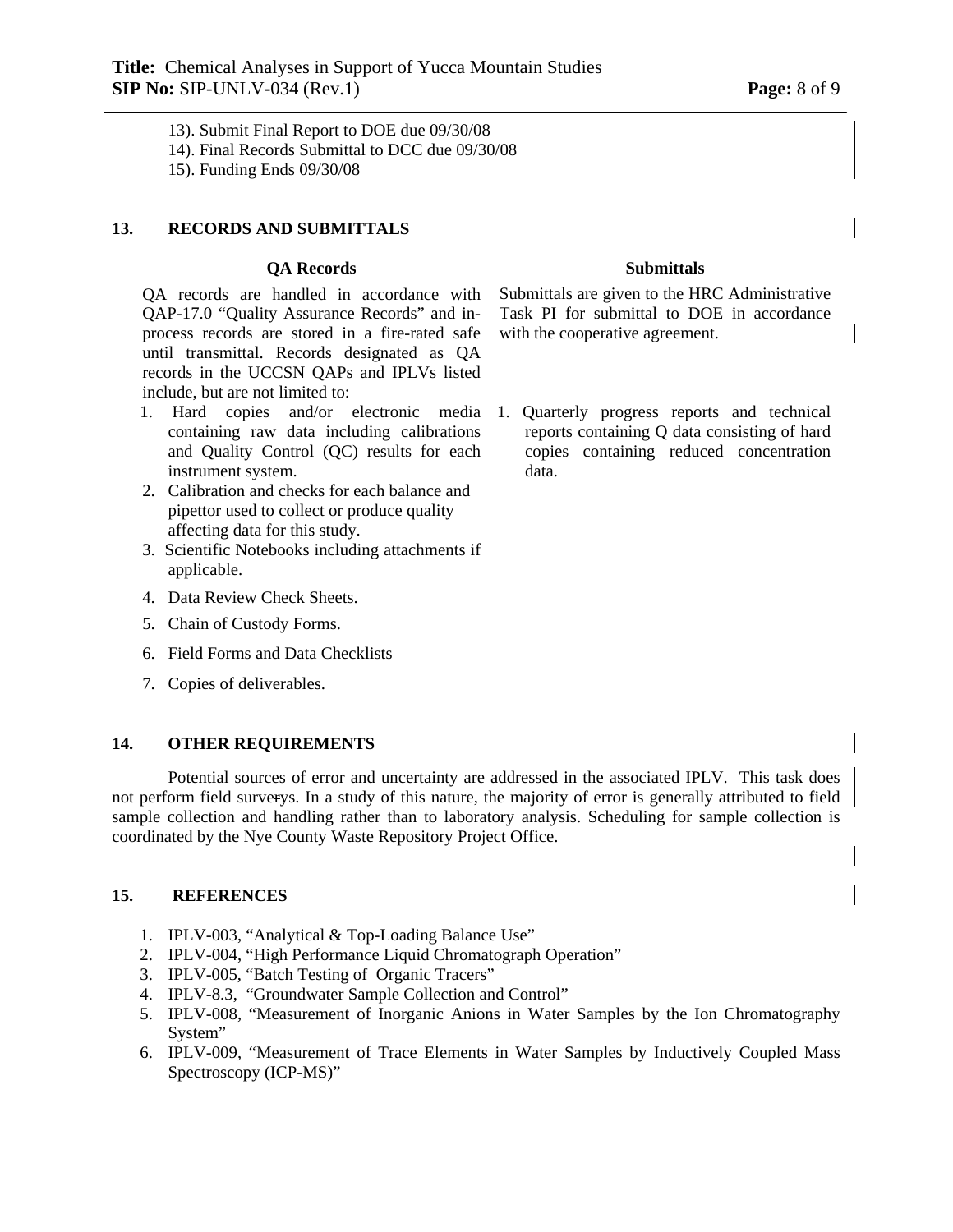13). Submit Final Report to DOE due 09/30/08
14). Final Records Submittal to DCC due 09/30/08
15). Funding Ends 09/30/08

## 13. RECORDS AND SUBMITTALS

### QA Records

QA records are handled in accordance with QAP-17.0 "Quality Assurance Records" and in-process records are stored in a fire-rated safe until transmittal. Records designated as QA records in the UCCSN QAPs and IPLVs listed include, but are not limited to:

1. Hard copies and/or electronic media containing raw data including calibrations and Quality Control (QC) results for each instrument system.
2. Calibration and checks for each balance and pipettor used to collect or produce quality affecting data for this study.
3. Scientific Notebooks including attachments if applicable.
4. Data Review Check Sheets.
5. Chain of Custody Forms.
6. Field Forms and Data Checklists
7. Copies of deliverables.

### Submittals

Submittals are given to the HRC Administrative Task PI for submittal to DOE in accordance with the cooperative agreement.

1. Quarterly progress reports and technical reports containing Q data consisting of hard copies containing reduced concentration data.

## 14. OTHER REQUIREMENTS

Potential sources of error and uncertainty are addressed in the associated IPLV. This task does not perform field surverys. In a study of this nature, the majority of error is generally attributed to field sample collection and handling rather than to laboratory analysis. Scheduling for sample collection is coordinated by the Nye County Waste Repository Project Office.

## 15. REFERENCES

1. IPLV-003, "Analytical & Top-Loading Balance Use"
2. IPLV-004, "High Performance Liquid Chromatograph Operation"
3. IPLV-005, "Batch Testing of Organic Tracers"
4. IPLV-8.3, "Groundwater Sample Collection and Control"
5. IPLV-008, "Measurement of Inorganic Anions in Water Samples by the Ion Chromatography System"
6. IPLV-009, "Measurement of Trace Elements in Water Samples by Inductively Coupled Mass Spectroscopy (ICP-MS)"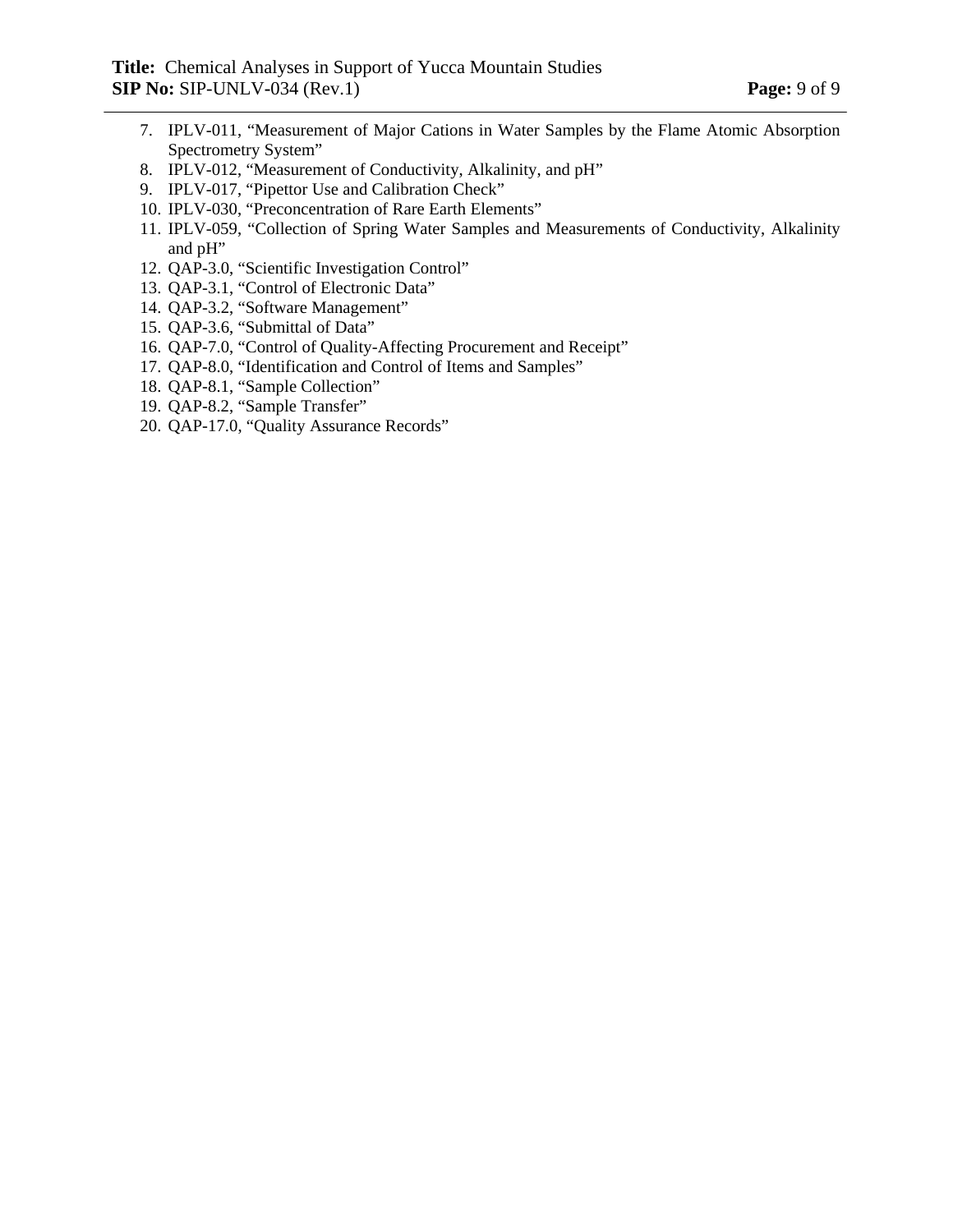7. IPLV-011, "Measurement of Major Cations in Water Samples by the Flame Atomic Absorption Spectrometry System"
8. IPLV-012, "Measurement of Conductivity, Alkalinity, and pH"
9. IPLV-017, "Pipettor Use and Calibration Check"
10. IPLV-030, "Preconcentration of Rare Earth Elements"
11. IPLV-059, "Collection of Spring Water Samples and Measurements of Conductivity, Alkalinity and pH"
12. QAP-3.0, "Scientific Investigation Control"
13. QAP-3.1, "Control of Electronic Data"
14. QAP-3.2, "Software Management"
15. QAP-3.6, "Submittal of Data"
16. QAP-7.0, "Control of Quality-Affecting Procurement and Receipt"
17. QAP-8.0, "Identification and Control of Items and Samples"
18. QAP-8.1, "Sample Collection"
19. QAP-8.2, "Sample Transfer"
20. QAP-17.0, "Quality Assurance Records"